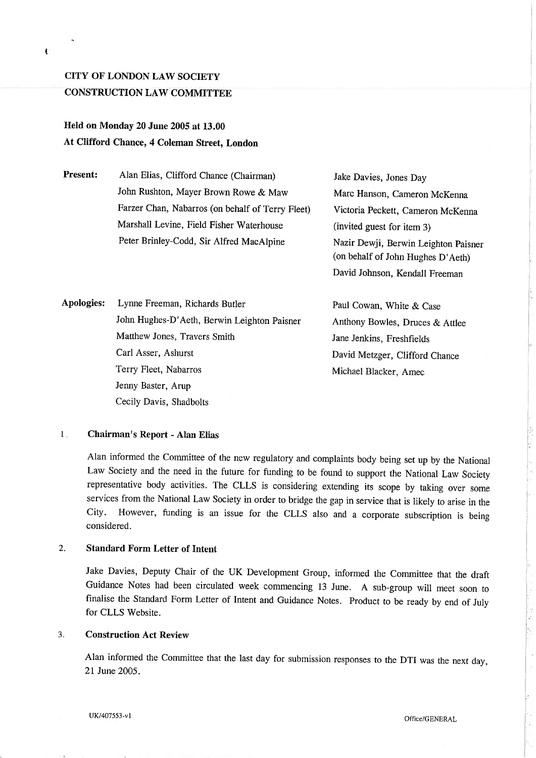**CITY OF LONDON LAW SOCIETY**
**CONSTRUCTION LAW COMMITTEE**

**Held on Monday 20 June 2005 at 13.00**
**At Clifford Chance, 4 Coleman Street, London**

**Present:**

Alan Elias, Clifford Chance (Chairman)
John Rushton, Mayer Brown Rowe & Maw
Farzer Chan, Nabarros (on behalf of Terry Fleet)
Marshall Levine, Field Fisher Waterhouse
Peter Brinley-Codd, Sir Alfred MacAlpine
Jake Davies, Jones Day
Marc Hanson, Cameron McKenna
Victoria Peckett, Cameron McKenna (invited guest for item 3)
Nazir Dewji, Berwin Leighton Paisner (on behalf of John Hughes D'Aeth)
David Johnson, Kendall Freeman

**Apologies:**

Lynne Freeman, Richards Butler
John Hughes-D'Aeth, Berwin Leighton Paisner
Matthew Jones, Travers Smith
Carl Asser, Ashurst
Terry Fleet, Nabarros
Jenny Baster, Arup
Cecily Davis, Shadbolts
Paul Cowan, White & Case
Anthony Bowles, Druces & Attlee
Jane Jenkins, Freshfields
David Metzger, Clifford Chance
Michael Blacker, Amec

## 1. Chairman's Report - Alan Elias

Alan informed the Committee of the new regulatory and complaints body being set up by the National Law Society and the need in the future for funding to be found to support the National Law Society representative body activities. The CLLS is considering extending its scope by taking over some services from the National Law Society in order to bridge the gap in service that is likely to arise in the City. However, funding is an issue for the CLLS also and a corporate subscription is being considered.

## 2. Standard Form Letter of Intent

Jake Davies, Deputy Chair of the UK Development Group, informed the Committee that the draft Guidance Notes had been circulated week commencing 13 June. A sub-group will meet soon to finalise the Standard Form Letter of Intent and Guidance Notes. Product to be ready by end of July for CLLS Website.

## 3. Construction Act Review

Alan informed the Committee that the last day for submission responses to the DTI was the next day, 21 June 2005.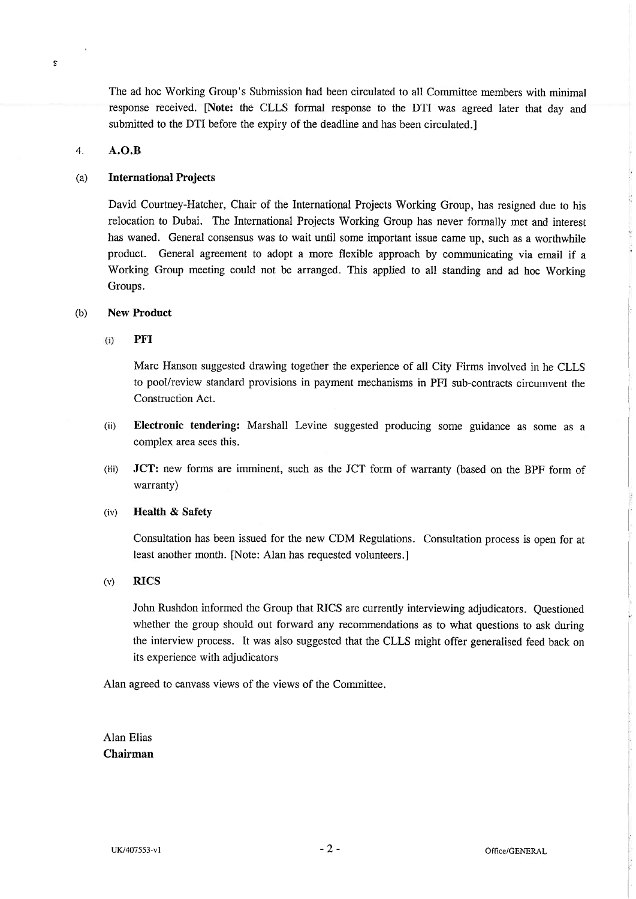The ad hoc Working Group's Submission had been circulated to all Committee members with minimal response received. [**Note:** the CLLS formal response to the DTI was agreed later that day and submitted to the DTI before the expiry of the deadline and has been circulated.]

4. **A.O.B**

(a) **International Projects**

David Courtney-Hatcher, Chair of the International Projects Working Group, has resigned due to his relocation to Dubai. The International Projects Working Group has never formally met and interest has waned. General consensus was to wait until some important issue came up, such as a worthwhile product. General agreement to adopt a more flexible approach by communicating via email if a Working Group meeting could not be arranged. This applied to all standing and ad hoc Working Groups.

(b) **New Product**

(i) **PFI**

Marc Hanson suggested drawing together the experience of all City Firms involved in he CLLS to pool/review standard provisions in payment mechanisms in PFI sub-contracts circumvent the Construction Act.

(ii) **Electronic tendering:** Marshall Levine suggested producing some guidance as some as a complex area sees this.

(iii) **JCT:** new forms are imminent, such as the JCT form of warranty (based on the BPF form of warranty)

(iv) **Health & Safety**

Consultation has been issued for the new CDM Regulations. Consultation process is open for at least another month. [Note: Alan has requested volunteers.]

(v) **RICS**

John Rushdon informed the Group that RICS are currently interviewing adjudicators. Questioned whether the group should out forward any recommendations as to what questions to ask during the interview process. It was also suggested that the CLLS might offer generalised feed back on its experience with adjudicators

Alan agreed to canvass views of the views of the Committee.

Alan Elias
**Chairman**

UK/407553-v1 Office/GENERAL